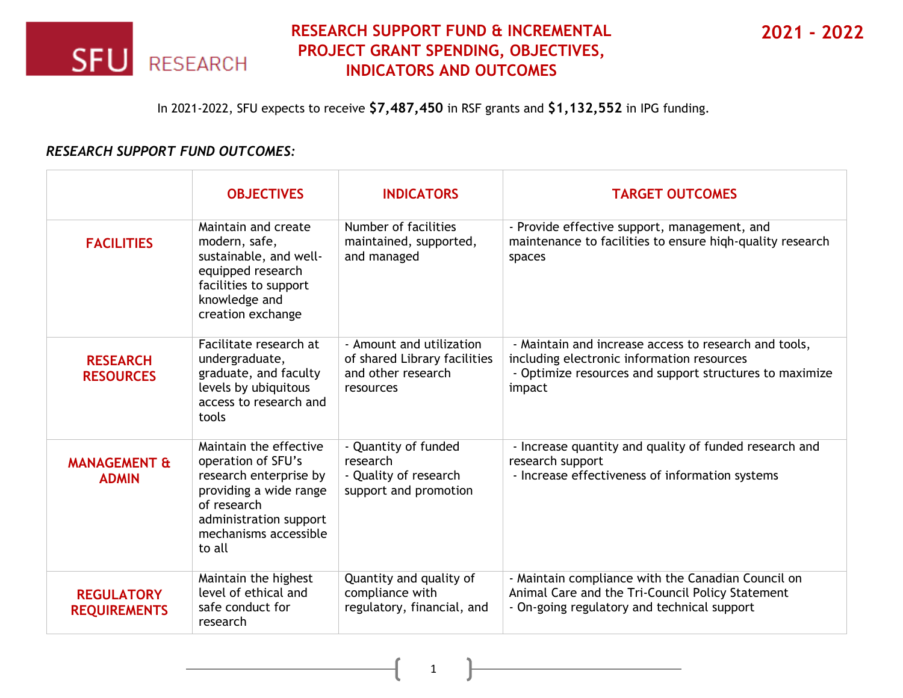SFU RESEARCH

# RESEARCH SUPPORT FUND & INCREMENTAL PROJECT GRANT SPENDING, OBJECTIVES, INDICATORS AND OUTCOMES

**2021 - 2022**

In 2021-2022, SFU expects to receive **$7,487,450** in RSF grants and **$1,132,552** in IPG funding.

***RESEARCH SUPPORT FUND OUTCOMES:***

| | OBJECTIVES | INDICATORS | TARGET OUTCOMES |
|---|---|---|---|
| **FACILITIES** | Maintain and create modern, safe, sustainable, and well-equipped research facilities to support knowledge and creation exchange | Number of facilities maintained, supported, and managed | - Provide effective support, management, and maintenance to facilities to ensure hiqh-quality research spaces |
| **RESEARCH RESOURCES** | Facilitate research at undergraduate, graduate, and faculty levels by ubiquitous access to research and tools | - Amount and utilization of shared Library facilities and other research resources | - Maintain and increase access to research and tools, including electronic information resources<br>- Optimize resources and support structures to maximize impact |
| **MANAGEMENT & ADMIN** | Maintain the effective operation of SFU's research enterprise by providing a wide range of research administration support mechanisms accessible to all | - Quantity of funded research<br>- Quality of research support and promotion | - Increase quantity and quality of funded research and research support<br>- Increase effectiveness of information systems |
| **REGULATORY REQUIREMENTS** | Maintain the highest level of ethical and safe conduct for research | Quantity and quality of compliance with regulatory, financial, and | - Maintain compliance with the Canadian Council on Animal Care and the Tri-Council Policy Statement<br>- On-going regulatory and technical support |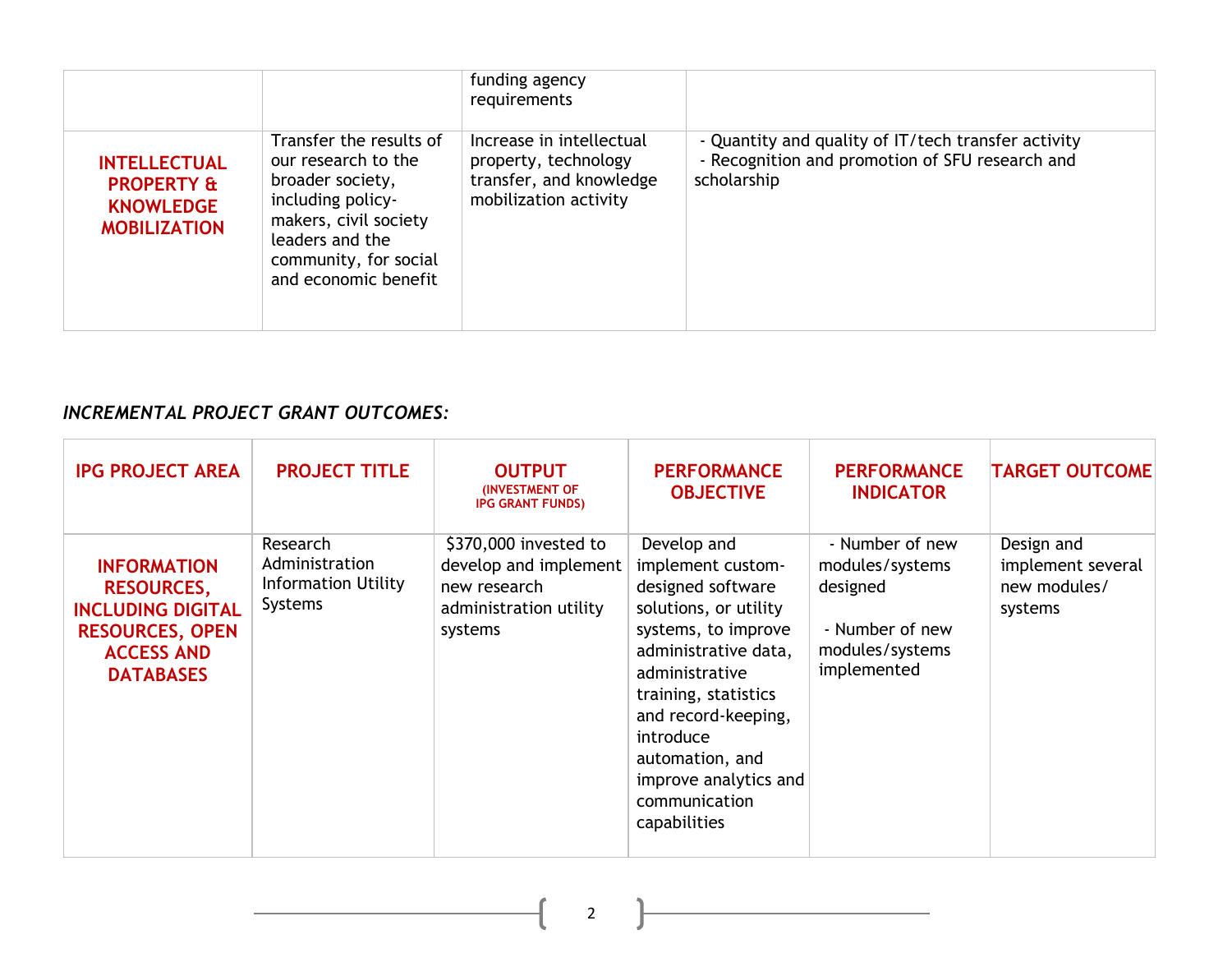| | | | |
|---|---|---|---|
| | | funding agency requirements | |
| **INTELLECTUAL PROPERTY & KNOWLEDGE MOBILIZATION** | Transfer the results of our research to the broader society, including policy-makers, civil society leaders and the community, for social and economic benefit | Increase in intellectual property, technology transfer, and knowledge mobilization activity | - Quantity and quality of IT/tech transfer activity<br>- Recognition and promotion of SFU research and scholarship |

***INCREMENTAL PROJECT GRANT OUTCOMES:***

| IPG PROJECT AREA | PROJECT TITLE | OUTPUT (INVESTMENT OF IPG GRANT FUNDS) | PERFORMANCE OBJECTIVE | PERFORMANCE INDICATOR | TARGET OUTCOME |
|---|---|---|---|---|---|
| **INFORMATION RESOURCES, INCLUDING DIGITAL RESOURCES, OPEN ACCESS AND DATABASES** | Research Administration Information Utility Systems | $370,000 invested to develop and implement new research administration utility systems | Develop and implement custom-designed software solutions, or utility systems, to improve administrative data, administrative training, statistics and record-keeping, introduce automation, and improve analytics and communication capabilities | - Number of new modules/systems designed<br><br>- Number of new modules/systems implemented | Design and implement several new modules/ systems |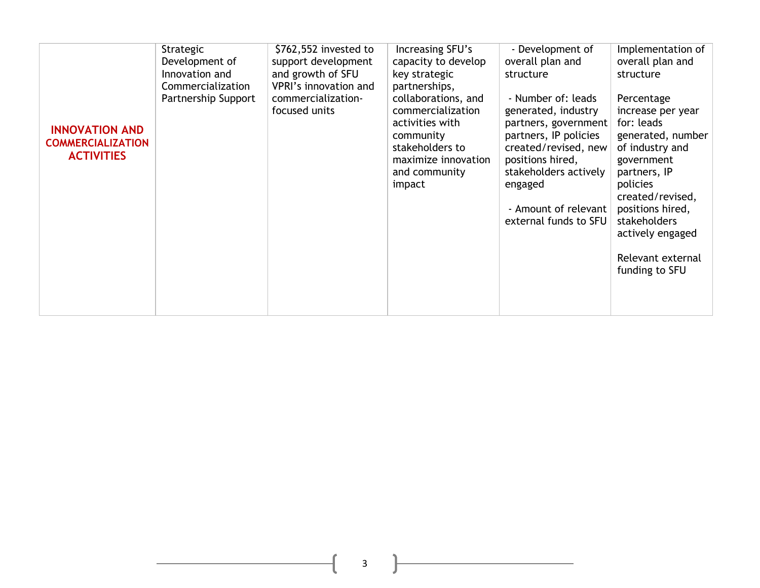| | | | | | |
|---|---|---|---|---|---|
| **INNOVATION AND COMMERCIALIZATION ACTIVITIES** | Strategic Development of Innovation and Commercialization Partnership Support | $762,552 invested to support development and growth of SFU VPRI's innovation and commercialization-focused units | Increasing SFU's capacity to develop key strategic partnerships, collaborations, and commercialization activities with community stakeholders to maximize innovation and community impact | - Development of overall plan and structure<br><br>- Number of: leads generated, industry partners, government partners, IP policies created/revised, new positions hired, stakeholders actively engaged<br><br>- Amount of relevant external funds to SFU | Implementation of overall plan and structure<br><br>Percentage increase per year for: leads generated, number of industry and government partners, IP policies created/revised, positions hired, stakeholders actively engaged<br><br>Relevant external funding to SFU |